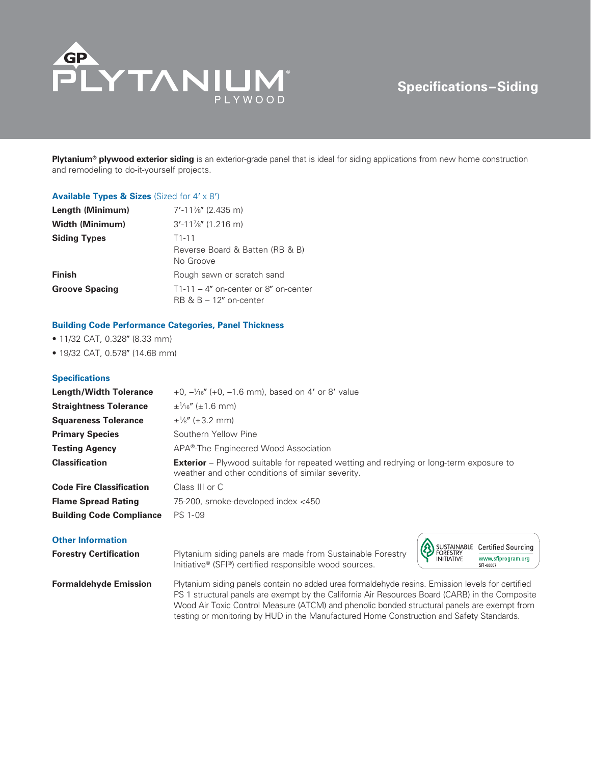# GP PLYTANIUM® PLYWOOD

## Specifications–Siding

**Plytanium® plywood exterior siding** is an exterior-grade panel that is ideal for siding applications from new home construction and remodeling to do-it-yourself projects.

### Available Types & Sizes (Sized for 4′ x 8′)

| | |
|---|---|
| **Length (Minimum)** | 7′-11⅞″ (2.435 m) |
| **Width (Minimum)** | 3′-11⅞″ (1.216 m) |
| **Siding Types** | T1-11<br>Reverse Board & Batten (RB & B)<br>No Groove |
| **Finish** | Rough sawn or scratch sand |
| **Groove Spacing** | T1-11 – 4″ on-center or 8″ on-center<br>RB & B – 12″ on-center |

### Building Code Performance Categories, Panel Thickness

- 11/32 CAT, 0.328″ (8.33 mm)
- 19/32 CAT, 0.578″ (14.68 mm)

### Specifications

| | |
|---|---|
| **Length/Width Tolerance** | +0, –1⁄16″ (+0, –1.6 mm), based on 4′ or 8′ value |
| **Straightness Tolerance** | ±1⁄16″ (±1.6 mm) |
| **Squareness Tolerance** | ±⅛″ (±3.2 mm) |
| **Primary Species** | Southern Yellow Pine |
| **Testing Agency** | APA®-The Engineered Wood Association |
| **Classification** | **Exterior** – Plywood suitable for repeated wetting and redrying or long-term exposure to weather and other conditions of similar severity. |
| **Code Fire Classification** | Class III or C |
| **Flame Spread Rating** | 75-200, smoke-developed index <450 |
| **Building Code Compliance** | PS 1-09 |

### Other Information

| | |
|---|---|
| **Forestry Certification** | Plytanium siding panels are made from Sustainable Forestry Initiative® (SFI®) certified responsible wood sources. |
| **Formaldehyde Emission** | Plytanium siding panels contain no added urea formaldehyde resins. Emission levels for certified PS 1 structural panels are exempt by the California Air Resources Board (CARB) in the Composite Wood Air Toxic Control Measure (ATCM) and phenolic bonded structural panels are exempt from testing or monitoring by HUD in the Manufactured Home Construction and Safety Standards. |

SUSTAINABLE FORESTRY INITIATIVE — Certified Sourcing — www.sfiprogram.org — SFI-00007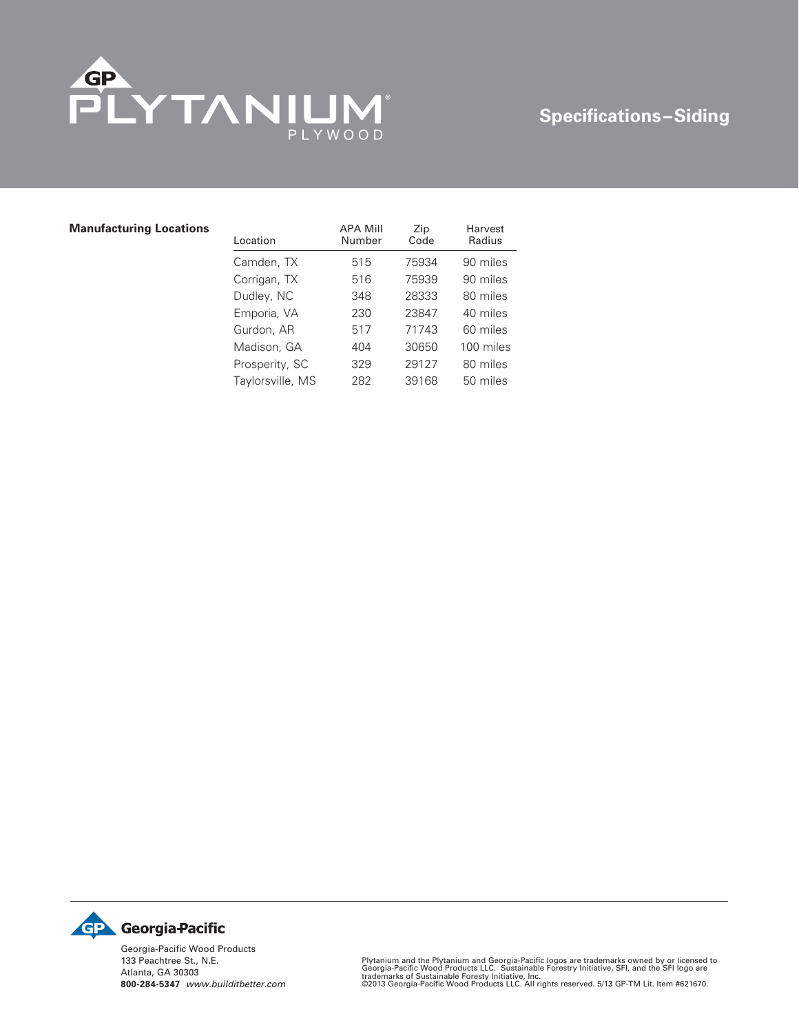# GP PLYTANIUM® PLYWOOD

## Specifications–Siding

**Manufacturing Locations**

| Location | APA Mill Number | Zip Code | Harvest Radius |
|---|---|---|---|
| Camden, TX | 515 | 75934 | 90 miles |
| Corrigan, TX | 516 | 75939 | 90 miles |
| Dudley, NC | 348 | 28333 | 80 miles |
| Emporia, VA | 230 | 23847 | 40 miles |
| Gurdon, AR | 517 | 71743 | 60 miles |
| Madison, GA | 404 | 30650 | 100 miles |
| Prosperity, SC | 329 | 29127 | 80 miles |
| Taylorsville, MS | 282 | 39168 | 50 miles |

**Georgia-Pacific**

Georgia-Pacific Wood Products
133 Peachtree St., N.E.
Atlanta, GA 30303
**800-284-5347** *www.builditbetter.com*

Plytanium and the Plytanium and Georgia-Pacific logos are trademarks owned by or licensed to Georgia-Pacific Wood Products LLC. Sustainable Forestry Initiative, SFI, and the SFI logo are trademarks of Sustainable Foresty Initiative, Inc.
©2013 Georgia-Pacific Wood Products LLC. All rights reserved. 5/13 GP-TM Lit. Item #621670.